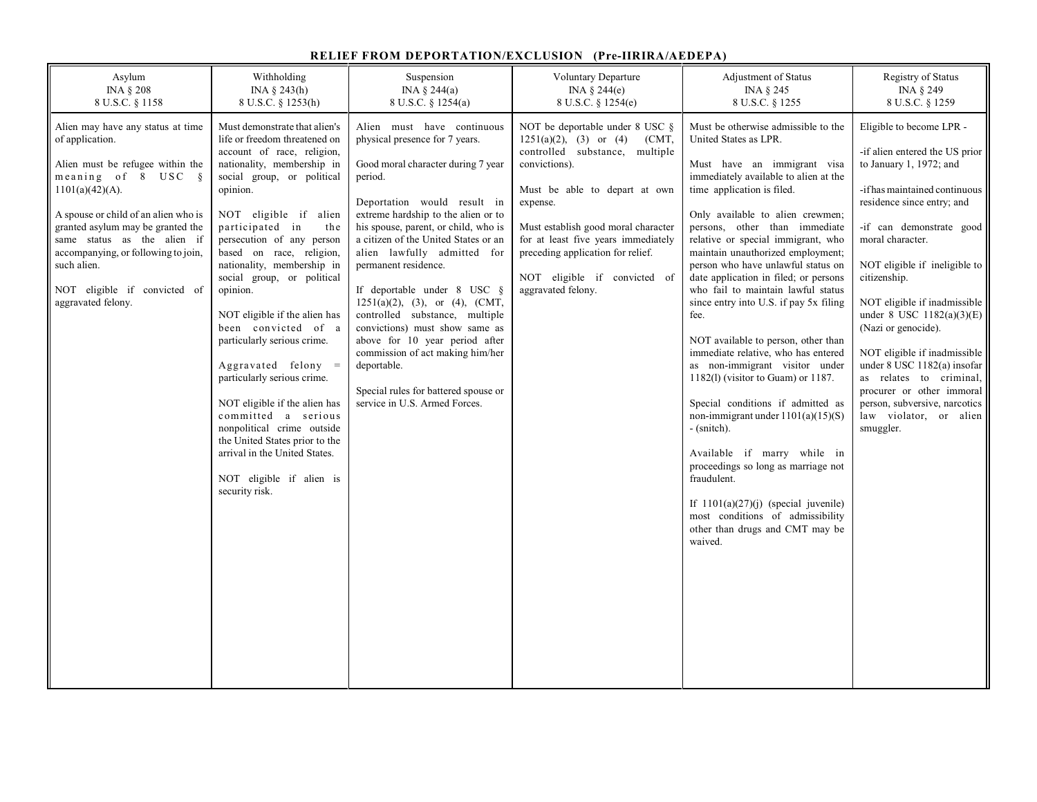# RELIEF FROM DEPORTATION/EXCLUSION (Pre-IIRIRA/AEDEPA)

| Asylum<br>INA § 208<br>8 U.S.C. § 1158 | Withholding<br>INA § 243(h)<br>8 U.S.C. § 1253(h) | Suspension<br>INA § 244(a)<br>8 U.S.C. § 1254(a) | Voluntary Departure<br>INA § 244(e)<br>8 U.S.C. § 1254(e) | Adjustment of Status<br>INA § 245<br>8 U.S.C. § 1255 | Registry of Status<br>INA § 249<br>8 U.S.C. § 1259 |
|---|---|---|---|---|---|
| Alien may have any status at time of application.<br><br>Alien must be refugee within the meaning of 8 USC § 1101(a)(42)(A).<br><br>A spouse or child of an alien who is granted asylum may be granted the same status as the alien if accompanying, or following to join, such alien.<br><br>NOT eligible if convicted of aggravated felony. | Must demonstrate that alien's life or freedom threatened on account of race, religion, nationality, membership in social group, or political opinion.<br><br>NOT eligible if alien participated in the persecution of any person based on race, religion, nationality, membership in social group, or political opinion.<br><br>NOT eligible if the alien has been convicted of a particularly serious crime.<br><br>Aggravated felony = particularly serious crime.<br><br>NOT eligible if the alien has committed a serious nonpolitical crime outside the United States prior to the arrival in the United States.<br><br>NOT eligible if alien is security risk. | Alien must have continuous physical presence for 7 years.<br><br>Good moral character during 7 year period.<br><br>Deportation would result in extreme hardship to the alien or to his spouse, parent, or child, who is a citizen of the United States or an alien lawfully admitted for permanent residence.<br><br>If deportable under 8 USC § 1251(a)(2), (3), or (4), (CMT, controlled substance, multiple convictions) must show same as above for 10 year period after commission of act making him/her deportable.<br><br>Special rules for battered spouse or service in U.S. Armed Forces. | NOT be deportable under 8 USC § 1251(a)(2), (3) or (4) (CMT, controlled substance, multiple convictions).<br><br>Must be able to depart at own expense.<br><br>Must establish good moral character for at least five years immediately preceding application for relief.<br><br>NOT eligible if convicted of aggravated felony. | Must be otherwise admissible to the United States as LPR.<br><br>Must have an immigrant visa immediately available to alien at the time application is filed.<br><br>Only available to alien crewmen; persons, other than immediate relative or special immigrant, who maintain unauthorized employment; person who have unlawful status on date application in filed; or persons who fail to maintain lawful status since entry into U.S. if pay 5x filing fee.<br><br>NOT available to person, other than immediate relative, who has entered as non-immigrant visitor under 1182(l) (visitor to Guam) or 1187.<br><br>Special conditions if admitted as non-immigrant under 1101(a)(15)(S) - (snitch).<br><br>Available if marry while in proceedings so long as marriage not fraudulent.<br><br>If 1101(a)(27)(j) (special juvenile) most conditions of admissibility other than drugs and CMT may be waived. | Eligible to become LPR -<br><br>-if alien entered the US prior to January 1, 1972; and<br><br>-if has maintained continuous residence since entry; and<br><br>-if can demonstrate good moral character.<br><br>NOT eligible if ineligible to citizenship.<br><br>NOT eligible if inadmissible under 8 USC 1182(a)(3)(E) (Nazi or genocide).<br><br>NOT eligible if inadmissible under 8 USC 1182(a) insofar as relates to criminal, procurer or other immoral person, subversive, narcotics law violator, or alien smuggler. |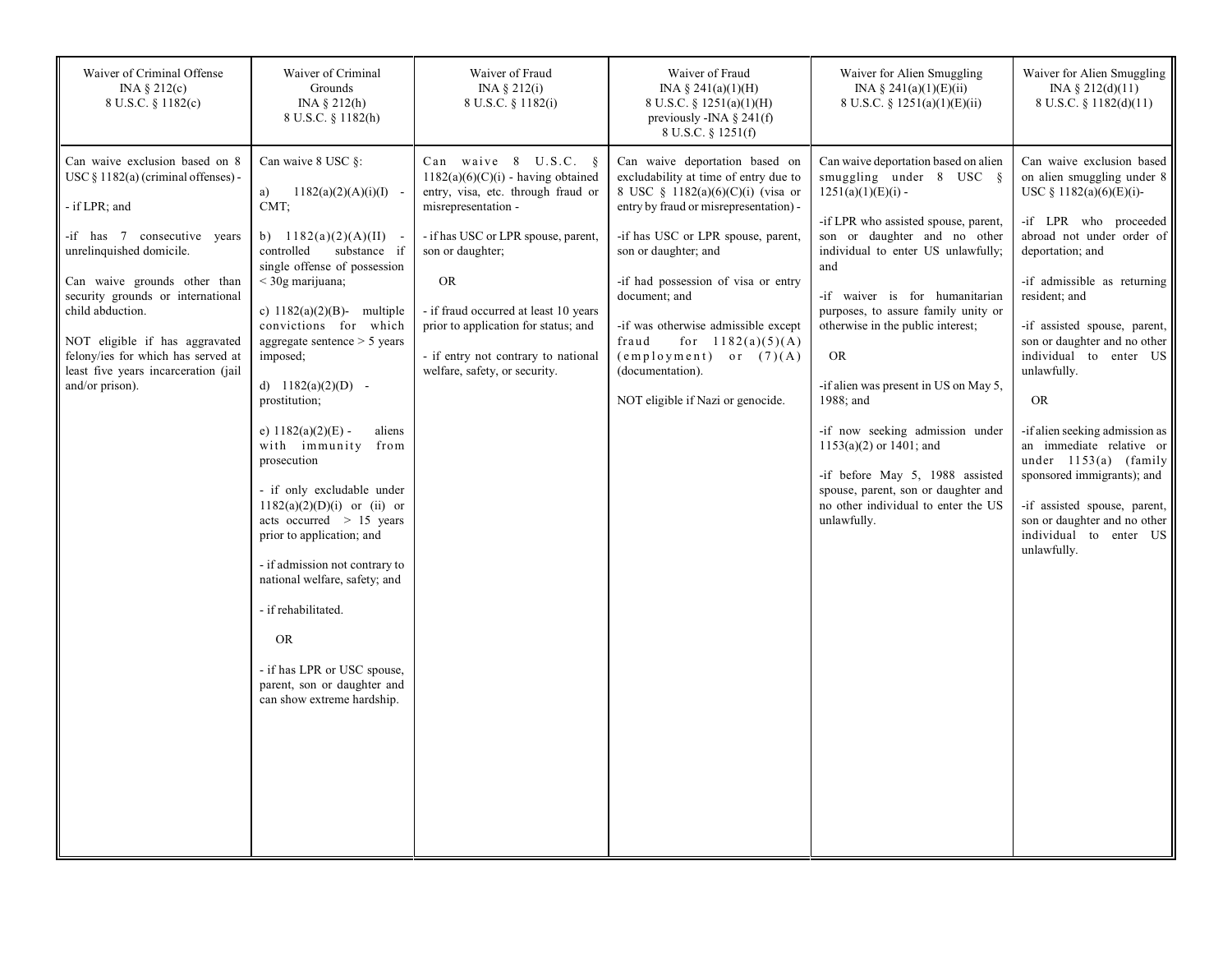| Waiver of Criminal Offense INA § 212(c) 8 U.S.C. § 1182(c) | Waiver of Criminal Grounds INA § 212(h) 8 U.S.C. § 1182(h) | Waiver of Fraud INA § 212(i) 8 U.S.C. § 1182(i) | Waiver of Fraud INA § 241(a)(1)(H) 8 U.S.C. § 1251(a)(1)(H) previously -INA § 241(f) 8 U.S.C. § 1251(f) | Waiver for Alien Smuggling INA § 241(a)(1)(E)(ii) 8 U.S.C. § 1251(a)(1)(E)(ii) | Waiver for Alien Smuggling INA § 212(d)(11) 8 U.S.C. § 1182(d)(11) |
|---|---|---|---|---|---|
| Can waive exclusion based on 8 USC § 1182(a) (criminal offenses) -<br><br>- if LPR; and<br><br>-if has 7 consecutive years unrelinquished domicile.<br><br>Can waive grounds other than security grounds or international child abduction.<br><br>NOT eligible if has aggravated felony/ies for which has served at least five years incarceration (jail and/or prison). | Can waive 8 USC §:<br><br>a) 1182(a)(2)(A)(i)(I) - CMT;<br><br>b) 1182(a)(2)(A)(II) - controlled substance if single offense of possession < 30g marijuana;<br><br>c) 1182(a)(2)(B)- multiple convictions for which aggregate sentence > 5 years imposed;<br><br>d) 1182(a)(2)(D) - prostitution;<br><br>e) 1182(a)(2)(E) - aliens with immunity from prosecution<br><br>- if only excludable under 1182(a)(2)(D)(i) or (ii) or acts occurred > 15 years prior to application; and<br><br>- if admission not contrary to national welfare, safety; and<br><br>- if rehabilitated.<br><br>OR<br><br>- if has LPR or USC spouse, parent, son or daughter and can show extreme hardship. | Can waive 8 U.S.C. § 1182(a)(6)(C)(i) - having obtained entry, visa, etc. through fraud or misrepresentation -<br><br>- if has USC or LPR spouse, parent, son or daughter;<br><br>OR<br><br>- if fraud occurred at least 10 years prior to application for status; and<br><br>- if entry not contrary to national welfare, safety, or security. | Can waive deportation based on excludability at time of entry due to 8 USC § 1182(a)(6)(C)(i) (visa or entry by fraud or misrepresentation) -<br><br>-if has USC or LPR spouse, parent, son or daughter; and<br><br>-if had possession of visa or entry document; and<br><br>-if was otherwise admissible except fraud for 1182(a)(5)(A) (employment) or (7)(A) (documentation).<br><br>NOT eligible if Nazi or genocide. | Can waive deportation based on alien smuggling under 8 USC § 1251(a)(1)(E)(i) -<br><br>-if LPR who assisted spouse, parent, son or daughter and no other individual to enter US unlawfully; and<br><br>-if waiver is for humanitarian purposes, to assure family unity or otherwise in the public interest;<br><br>OR<br><br>-if alien was present in US on May 5, 1988; and<br><br>-if now seeking admission under 1153(a)(2) or 1401; and<br><br>-if before May 5, 1988 assisted spouse, parent, son or daughter and no other individual to enter the US unlawfully. | Can waive exclusion based on alien smuggling under 8 USC § 1182(a)(6)(E)(i)-<br><br>-if LPR who proceeded abroad not under order of deportation; and<br><br>-if admissible as returning resident; and<br><br>-if assisted spouse, parent, son or daughter and no other individual to enter US unlawfully.<br><br>OR<br><br>-if alien seeking admission as an immediate relative or under 1153(a) (family sponsored immigrants); and<br><br>-if assisted spouse, parent, son or daughter and no other individual to enter US unlawfully. |